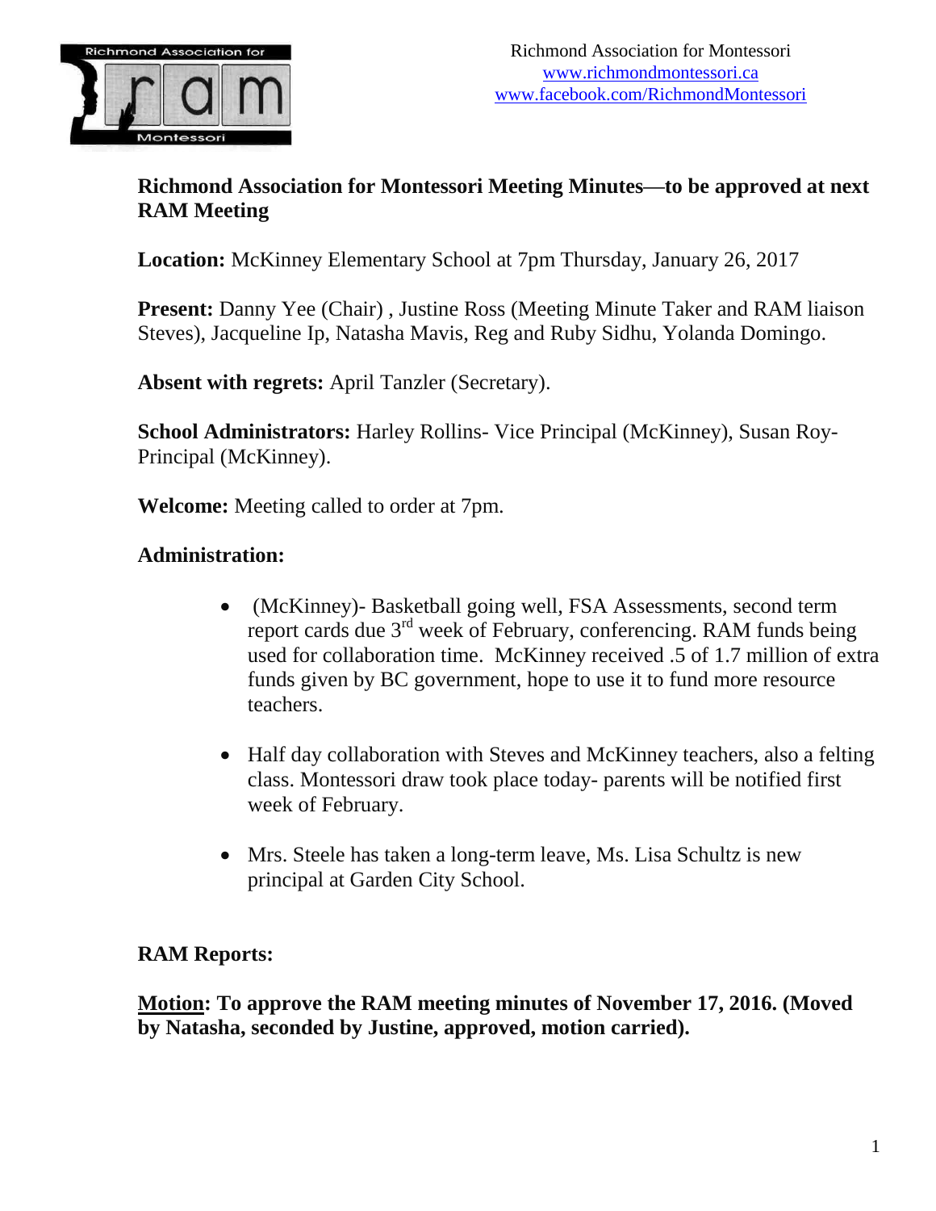Richmond Association for Montessori
www.richmondmontessori.ca
www.facebook.com/RichmondMontessori

**Richmond Association for Montessori Meeting Minutes—to be approved at next RAM Meeting**

**Location:** McKinney Elementary School at 7pm Thursday, January 26, 2017

**Present:** Danny Yee (Chair) , Justine Ross (Meeting Minute Taker and RAM liaison Steves), Jacqueline Ip, Natasha Mavis, Reg and Ruby Sidhu, Yolanda Domingo.

**Absent with regrets:** April Tanzler (Secretary).

**School Administrators:** Harley Rollins- Vice Principal (McKinney), Susan Roy- Principal (McKinney).

**Welcome:** Meeting called to order at 7pm.

**Administration:**

- (McKinney)- Basketball going well, FSA Assessments, second term report cards due 3rd week of February, conferencing. RAM funds being used for collaboration time. McKinney received .5 of 1.7 million of extra funds given by BC government, hope to use it to fund more resource teachers.

- Half day collaboration with Steves and McKinney teachers, also a felting class. Montessori draw took place today- parents will be notified first week of February.

- Mrs. Steele has taken a long-term leave, Ms. Lisa Schultz is new principal at Garden City School.

**RAM Reports:**

**<u>Motion</u>: To approve the RAM meeting minutes of November 17, 2016. (Moved by Natasha, seconded by Justine, approved, motion carried).**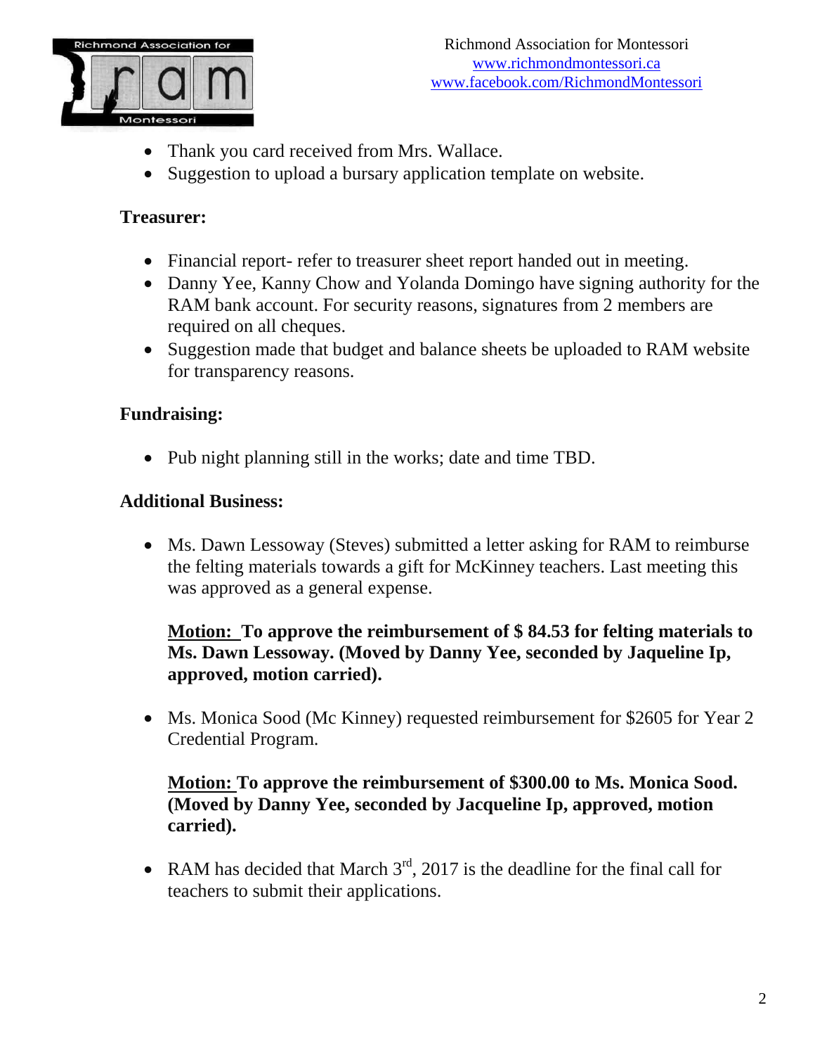- Thank you card received from Mrs. Wallace.
- Suggestion to upload a bursary application template on website.

**Treasurer:**

- Financial report- refer to treasurer sheet report handed out in meeting.
- Danny Yee, Kanny Chow and Yolanda Domingo have signing authority for the RAM bank account. For security reasons, signatures from 2 members are required on all cheques.
- Suggestion made that budget and balance sheets be uploaded to RAM website for transparency reasons.

**Fundraising:**

- Pub night planning still in the works; date and time TBD.

**Additional Business:**

- Ms. Dawn Lessoway (Steves) submitted a letter asking for RAM to reimburse the felting materials towards a gift for McKinney teachers. Last meeting this was approved as a general expense.

  **Motion: To approve the reimbursement of $ 84.53 for felting materials to Ms. Dawn Lessoway. (Moved by Danny Yee, seconded by Jaqueline Ip, approved, motion carried).**

- Ms. Monica Sood (Mc Kinney) requested reimbursement for $2605 for Year 2 Credential Program.

  **Motion: To approve the reimbursement of $300.00 to Ms. Monica Sood. (Moved by Danny Yee, seconded by Jacqueline Ip, approved, motion carried).**

- RAM has decided that March 3rd, 2017 is the deadline for the final call for teachers to submit their applications.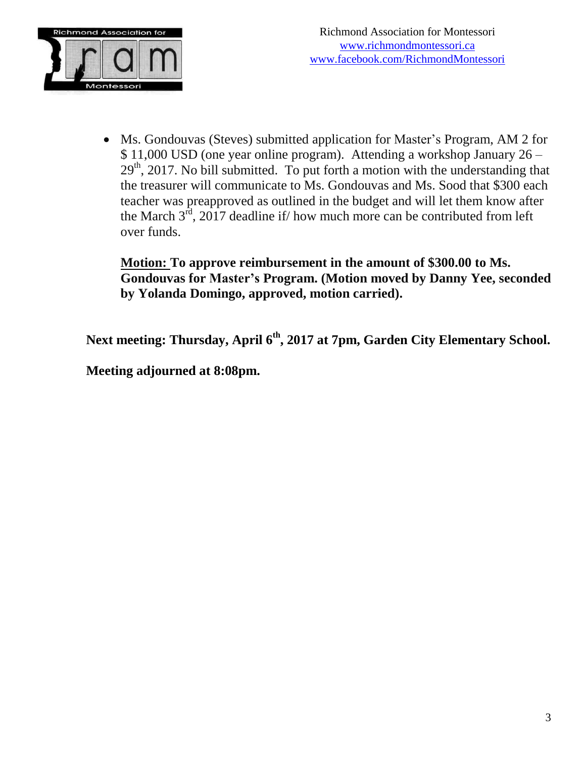- Ms. Gondouvas (Steves) submitted application for Master's Program, AM 2 for $ 11,000 USD (one year online program). Attending a workshop January 26 – 29th, 2017. No bill submitted. To put forth a motion with the understanding that the treasurer will communicate to Ms. Gondouvas and Ms. Sood that $300 each teacher was preapproved as outlined in the budget and will let them know after the March 3rd, 2017 deadline if/ how much more can be contributed from left over funds.

  **<u>Motion:</u> To approve reimbursement in the amount of $300.00 to Ms. Gondouvas for Master's Program. (Motion moved by Danny Yee, seconded by Yolanda Domingo, approved, motion carried).**

**Next meeting: Thursday, April 6th, 2017 at 7pm, Garden City Elementary School.**

**Meeting adjourned at 8:08pm.**